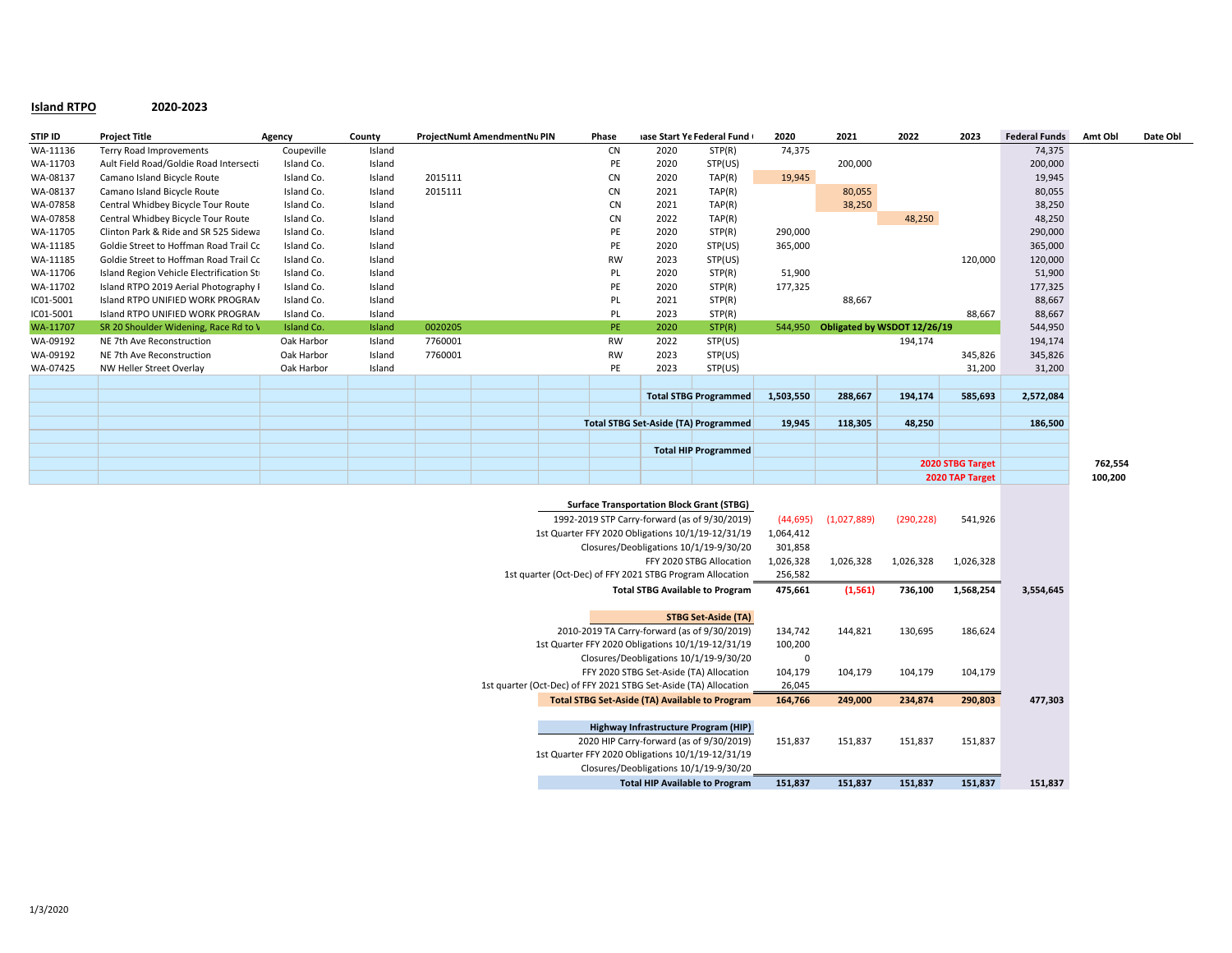**Island RTPO** 2020-2023

| STIP ID | Project Title | Agency | County | ProjectNumb | AmendmentNu | PIN | Phase | ase Start Ye | Federal Fund | 2020 | 2021 | 2022 | 2023 | Federal Funds | Amt Obl | Date Obl |
|---|---|---|---|---|---|---|---|---|---|---|---|---|---|---|---|---|
| WA-11136 | Terry Road Improvements | Coupeville | Island | | | | CN | 2020 | STP(R) | 74,375 | | | | 74,375 | | |
| WA-11703 | Ault Field Road/Goldie Road Intersecti | Island Co. | Island | | | | PE | 2020 | STP(US) | | 200,000 | | | 200,000 | | |
| WA-08137 | Camano Island Bicycle Route | Island Co. | Island | 2015111 | | | CN | 2020 | TAP(R) | 19,945 | | | | 19,945 | | |
| WA-08137 | Camano Island Bicycle Route | Island Co. | Island | 2015111 | | | CN | 2021 | TAP(R) | | 80,055 | | | 80,055 | | |
| WA-07858 | Central Whidbey Bicycle Tour Route | Island Co. | Island | | | | CN | 2021 | TAP(R) | | 38,250 | | | 38,250 | | |
| WA-07858 | Central Whidbey Bicycle Tour Route | Island Co. | Island | | | | CN | 2022 | TAP(R) | | | 48,250 | | 48,250 | | |
| WA-11705 | Clinton Park & Ride and SR 525 Sidewa | Island Co. | Island | | | | PE | 2020 | STP(R) | 290,000 | | | | 290,000 | | |
| WA-11185 | Goldie Street to Hoffman Road Trail Cc | Island Co. | Island | | | | PE | 2020 | STP(US) | 365,000 | | | | 365,000 | | |
| WA-11185 | Goldie Street to Hoffman Road Trail Cc | Island Co. | Island | | | | RW | 2023 | STP(US) | | | | 120,000 | 120,000 | | |
| WA-11706 | Island Region Vehicle Electrification St | Island Co. | Island | | | | PL | 2020 | STP(R) | 51,900 | | | | 51,900 | | |
| WA-11702 | Island RTPO 2019 Aerial Photography I | Island Co. | Island | | | | PE | 2020 | STP(R) | 177,325 | | | | 177,325 | | |
| IC01-5001 | Island RTPO UNIFIED WORK PROGRAN | Island Co. | Island | | | | PL | 2021 | STP(R) | | 88,667 | | | 88,667 | | |
| IC01-5001 | Island RTPO UNIFIED WORK PROGRAN | Island Co. | Island | | | | PL | 2023 | STP(R) | | | | 88,667 | 88,667 | | |
| WA-11707 | SR 20 Shoulder Widening, Race Rd to V | Island Co. | Island | 0020205 | | | PE | 2020 | STP(R) | 544,950 | Obligated by WSDOT 12/26/19 | | | 544,950 | | |
| WA-09192 | NE 7th Ave Reconstruction | Oak Harbor | Island | 7760001 | | | RW | 2022 | STP(US) | | | 194,174 | | 194,174 | | |
| WA-09192 | NE 7th Ave Reconstruction | Oak Harbor | Island | 7760001 | | | RW | 2023 | STP(US) | | | | 345,826 | 345,826 | | |
| WA-07425 | NW Heller Street Overlay | Oak Harbor | Island | | | | PE | 2023 | STP(US) | | | | 31,200 | 31,200 | | |
| | | | | | | | | | **Total STBG Programmed** | **1,503,550** | **288,667** | **194,174** | **585,693** | **2,572,084** | | |
| | | | | | | | | | **Total STBG Set-Aside (TA) Programmed** | **19,945** | **118,305** | **48,250** | | **186,500** | | |
| | | | | | | | | | **Total HIP Programmed** | | | | | | | |
| | | | | | | | | | | | | | **2020 STBG Target** | | **762,554** | |
| | | | | | | | | | | | | | **2020 TAP Target** | | **100,200** | |

| | 2020 | 2021 | 2022 | 2023 | |
|---|---|---|---|---|---|
| **Surface Transportation Block Grant (STBG)** | | | | | |
| 1992-2019 STP Carry-forward (as of 9/30/2019) | (44,695) | (1,027,889) | (290,228) | 541,926 | |
| 1st Quarter FFY 2020 Obligations 10/1/19-12/31/19 | 1,064,412 | | | | |
| Closures/Deobligations 10/1/19-9/30/20 | 301,858 | | | | |
| FFY 2020 STBG Allocation | 1,026,328 | 1,026,328 | 1,026,328 | 1,026,328 | |
| 1st quarter (Oct-Dec) of FFY 2021 STBG Program Allocation | 256,582 | | | | |
| **Total STBG Available to Program** | **475,661** | **(1,561)** | **736,100** | **1,568,254** | **3,554,645** |
| **STBG Set-Aside (TA)** | | | | | |
| 2010-2019 TA Carry-forward (as of 9/30/2019) | 134,742 | 144,821 | 130,695 | 186,624 | |
| 1st Quarter FFY 2020 Obligations 10/1/19-12/31/19 | 100,200 | | | | |
| Closures/Deobligations 10/1/19-9/30/20 | 0 | | | | |
| FFY 2020 STBG Set-Aside (TA) Allocation | 104,179 | 104,179 | 104,179 | 104,179 | |
| 1st quarter (Oct-Dec) of FFY 2021 STBG Set-Aside (TA) Allocation | 26,045 | | | | |
| **Total STBG Set-Aside (TA) Available to Program** | **164,766** | **249,000** | **234,874** | **290,803** | **477,303** |
| **Highway Infrastructure Program (HIP)** | | | | | |
| 2020 HIP Carry-forward (as of 9/30/2019) | 151,837 | 151,837 | 151,837 | 151,837 | |
| 1st Quarter FFY 2020 Obligations 10/1/19-12/31/19 | | | | | |
| Closures/Deobligations 10/1/19-9/30/20 | | | | | |
| **Total HIP Available to Program** | **151,837** | **151,837** | **151,837** | **151,837** | **151,837** |

1/3/2020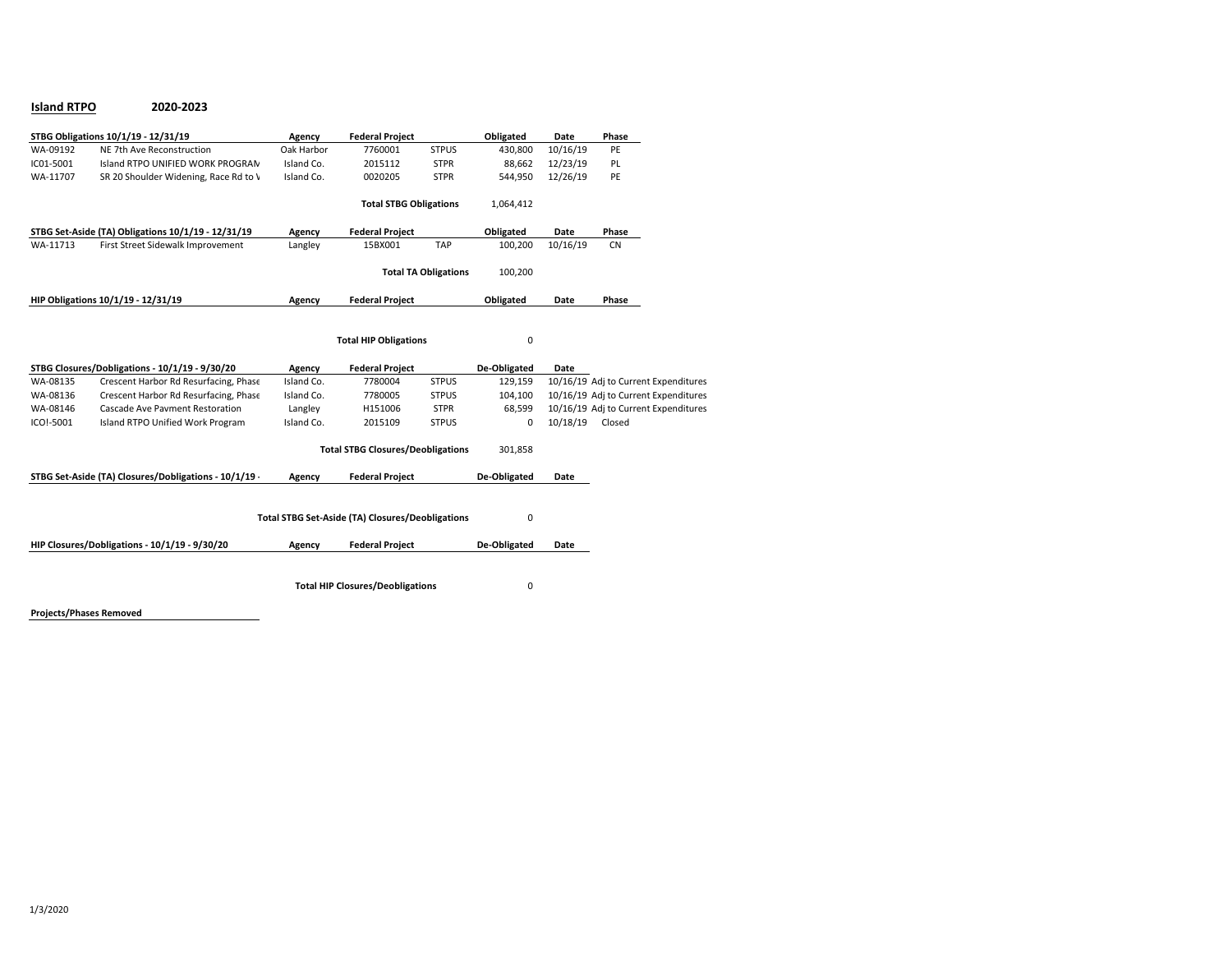**Island RTPO** **2020-2023**

| STBG Obligations 10/1/19 - 12/31/19 | | Agency | Federal Project | | Obligated | Date | Phase |
|---|---|---|---|---|---|---|---|
| WA-09192 | NE 7th Ave Reconstruction | Oak Harbor | 7760001 | STPUS | 430,800 | 10/16/19 | PE |
| IC01-5001 | Island RTPO UNIFIED WORK PROGRAM | Island Co. | 2015112 | STPR | 88,662 | 12/23/19 | PL |
| WA-11707 | SR 20 Shoulder Widening, Race Rd to V | Island Co. | 0020205 | STPR | 544,950 | 12/26/19 | PE |
| | | | **Total STBG Obligations** | | 1,064,412 | | |

| STBG Set-Aside (TA) Obligations 10/1/19 - 12/31/19 | | Agency | Federal Project | | Obligated | Date | Phase |
|---|---|---|---|---|---|---|---|
| WA-11713 | First Street Sidewalk Improvement | Langley | 15BX001 | TAP | 100,200 | 10/16/19 | CN |
| | | | **Total TA Obligations** | | 100,200 | | |

| HIP Obligations 10/1/19 - 12/31/19 | Agency | Federal Project | Obligated | Date | Phase |
|---|---|---|---|---|---|
| | | **Total HIP Obligations** | 0 | | |

| STBG Closures/Dobligations - 10/1/19 - 9/30/20 | | Agency | Federal Project | | De-Obligated | Date | |
|---|---|---|---|---|---|---|---|
| WA-08135 | Crescent Harbor Rd Resurfacing, Phase | Island Co. | 7780004 | STPUS | 129,159 | 10/16/19 | Adj to Current Expenditures |
| WA-08136 | Crescent Harbor Rd Resurfacing, Phase | Island Co. | 7780005 | STPUS | 104,100 | 10/16/19 | Adj to Current Expenditures |
| WA-08146 | Cascade Ave Pavment Restoration | Langley | H151006 | STPR | 68,599 | 10/16/19 | Adj to Current Expenditures |
| ICO!-5001 | Island RTPO Unified Work Program | Island Co. | 2015109 | STPUS | 0 | 10/18/19 | Closed |
| | | | **Total STBG Closures/Deobligations** | | 301,858 | | |

| STBG Set-Aside (TA) Closures/Dobligations - 10/1/19 - | Agency | Federal Project | De-Obligated | Date |
|---|---|---|---|---|
| | | **Total STBG Set-Aside (TA) Closures/Deobligations** | 0 | |

| HIP Closures/Dobligations - 10/1/19 - 9/30/20 | Agency | Federal Project | De-Obligated | Date |
|---|---|---|---|---|
| | | **Total HIP Closures/Deobligations** | 0 | |

**Projects/Phases Removed**

1/3/2020